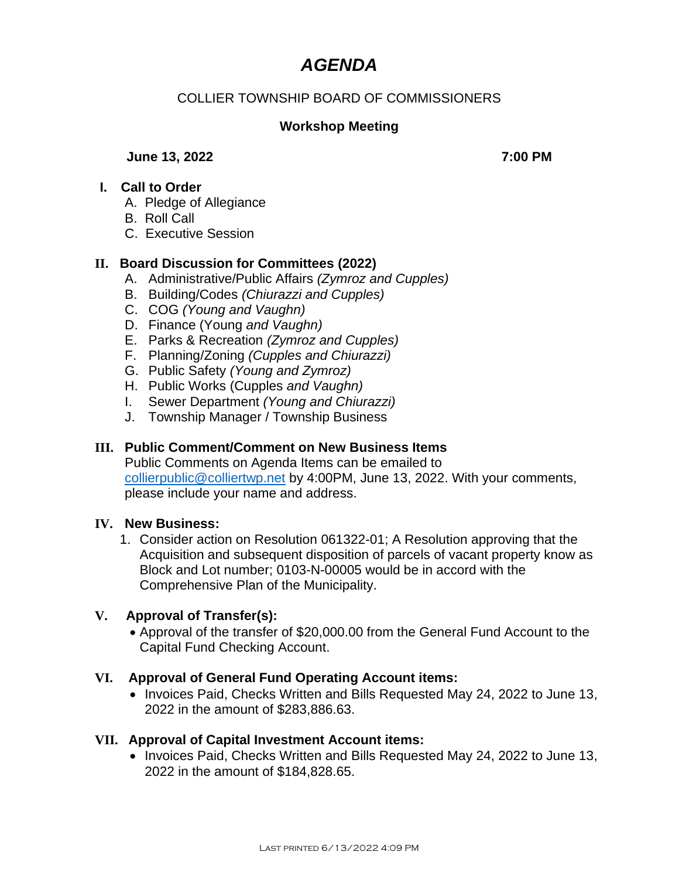# *AGENDA*

COLLIER TOWNSHIP BOARD OF COMMISSIONERS

**Workshop Meeting**

**June 13, 2022** **7:00 PM**

## I. Call to Order

A. Pledge of Allegiance
B. Roll Call
C. Executive Session

## II. Board Discussion for Committees (2022)

A. Administrative/Public Affairs *(Zymroz and Cupples)*
B. Building/Codes *(Chiurazzi and Cupples)*
C. COG *(Young and Vaughn)*
D. Finance (Young *and Vaughn)*
E. Parks & Recreation *(Zymroz and Cupples)*
F. Planning/Zoning *(Cupples and Chiurazzi)*
G. Public Safety *(Young and Zymroz)*
H. Public Works (Cupples *and Vaughn)*
I. Sewer Department *(Young and Chiurazzi)*
J. Township Manager / Township Business

## III. Public Comment/Comment on New Business Items

Public Comments on Agenda Items can be emailed to collierpublic@colliertwp.net by 4:00PM, June 13, 2022. With your comments, please include your name and address.

## IV. New Business:

1. Consider action on Resolution 061322-01; A Resolution approving that the Acquisition and subsequent disposition of parcels of vacant property know as Block and Lot number; 0103-N-00005 would be in accord with the Comprehensive Plan of the Municipality.

## V. Approval of Transfer(s):

- Approval of the transfer of $20,000.00 from the General Fund Account to the Capital Fund Checking Account.

## VI. Approval of General Fund Operating Account items:

- Invoices Paid, Checks Written and Bills Requested May 24, 2022 to June 13, 2022 in the amount of $283,886.63.

## VII. Approval of Capital Investment Account items:

- Invoices Paid, Checks Written and Bills Requested May 24, 2022 to June 13, 2022 in the amount of $184,828.65.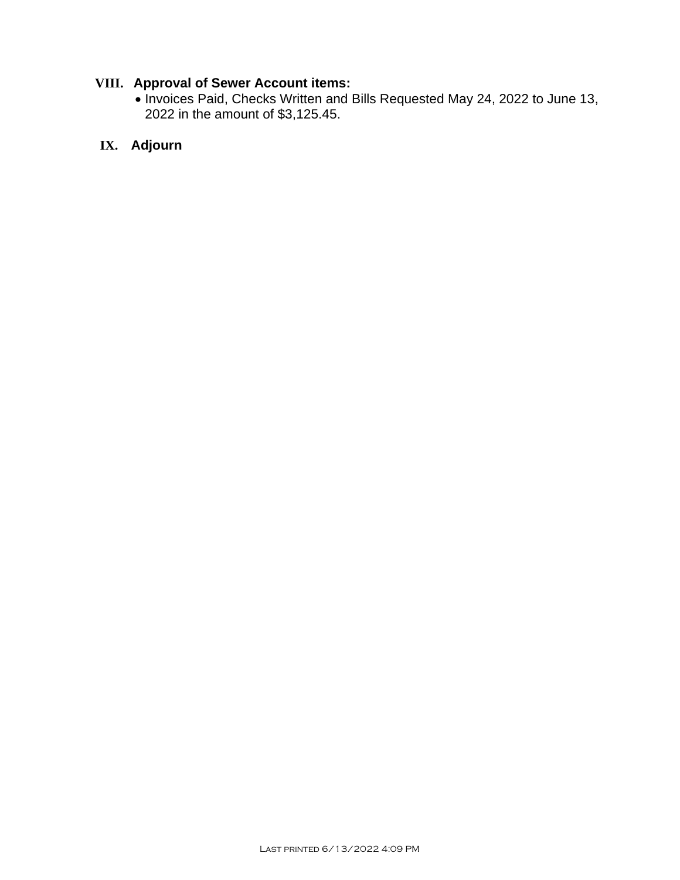**VIII. Approval of Sewer Account items:**

- Invoices Paid, Checks Written and Bills Requested May 24, 2022 to June 13, 2022 in the amount of $3,125.45.

**IX. Adjourn**

Last printed 6/13/2022 4:09 PM